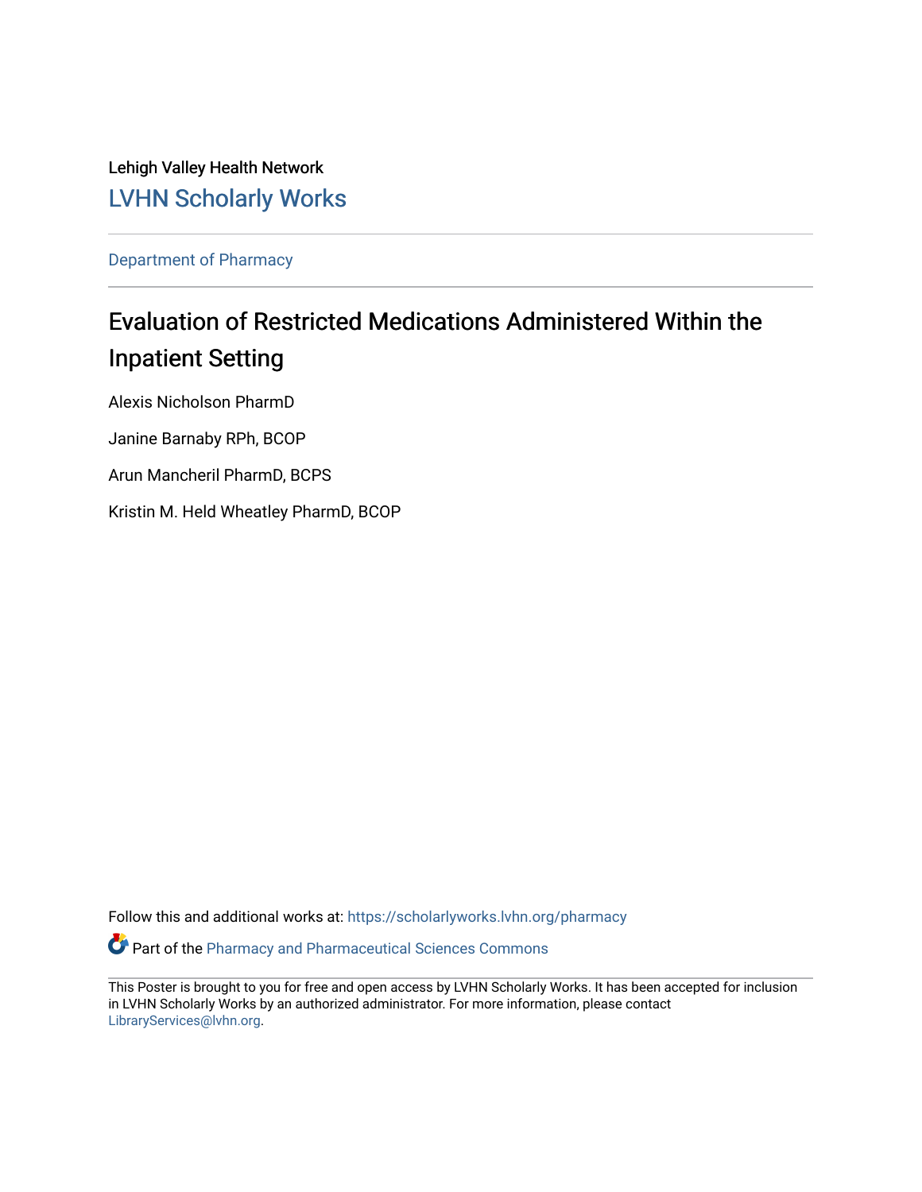Lehigh Valley Health Network

LVHN Scholarly Works

Department of Pharmacy

# Evaluation of Restricted Medications Administered Within the Inpatient Setting

Alexis Nicholson PharmD

Janine Barnaby RPh, BCOP

Arun Mancheril PharmD, BCPS

Kristin M. Held Wheatley PharmD, BCOP

Follow this and additional works at: https://scholarlyworks.lvhn.org/pharmacy

Part of the Pharmacy and Pharmaceutical Sciences Commons

This Poster is brought to you for free and open access by LVHN Scholarly Works. It has been accepted for inclusion in LVHN Scholarly Works by an authorized administrator. For more information, please contact LibraryServices@lvhn.org.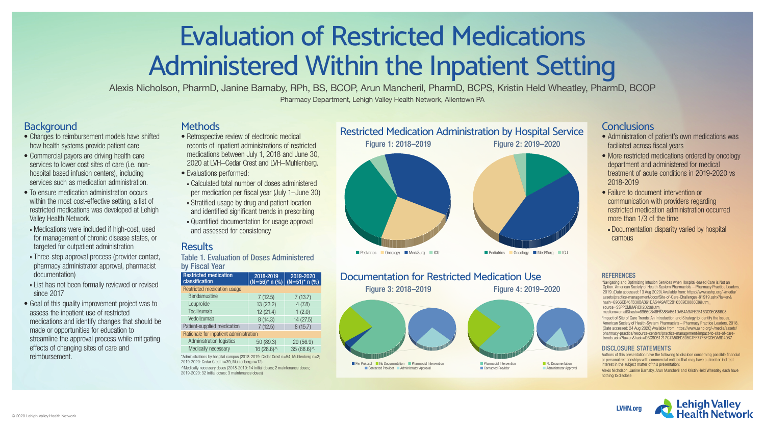# Evaluation of Restricted Medications Administered Within the Inpatient Setting

Alexis Nicholson, PharmD, Janine Barnaby, RPh, BS, BCOP, Arun Mancheril, PharmD, BCPS, Kristin Held Wheatley, PharmD, BCOP

Pharmacy Department, Lehigh Valley Health Network, Allentown PA

## Background

- Changes to reimbursement models have shifted how health systems provide patient care
- Commercial payors are driving health care services to lower cost sites of care (i.e. non-hospital based infusion centers), including services such as medication administration.
- To ensure medication administration occurs within the most cost-effective setting, a list of restricted medications was developed at Lehigh Valley Health Network.
  - Medications were included if high-cost, used for management of chronic disease states, or targeted for outpatient administration
  - Three-step approval process (provider contact, pharmacy administrator approval, pharmacist documentation)
  - List has not been formally reviewed or revised since 2017
- Goal of this quality improvement project was to assess the inpatient use of restricted medications and identify changes that should be made or opportunities for education to streamline the approval process while mitigating effects of changing sites of care and reimbursement.

## Methods

- Retrospective review of electronic medical records of inpatient administrations of restricted medications between July 1, 2018 and June 30, 2020 at LVH–Cedar Crest and LVH–Muhlenberg.
- Evaluations performed:
  - Calculated total number of doses administered per medication per fiscal year (July 1–June 30)
  - Stratified usage by drug and patient location and identified significant trends in prescribing
  - Quantified documentation for usage approval and assessed for consistency

## Results

### Table 1. Evaluation of Doses Administered by Fiscal Year

| Restricted medication classification | 2018-2019 (N=56)* n (%) | 2019-2020 (N=51)* n (%) |
|---|---|---|
| Restricted medication usage | | |
| Bendamustine | 7 (12.5) | 7 (13.7) |
| Leuprolide | 13 (23.2) | 4 (7.8) |
| Tocilizumab | 12 (21.4) | 1 (2.0) |
| Vedolizumab | 8 (14.3) | 14 (27.5) |
| Patient-supplied medication | 7 (12.5) | 8 (15.7) |
| Rationale for inpatient administration | | |
| Administration logistics | 50 (89.3) | 29 (56.9) |
| Medically necessary | 16 (28.6)^ | 35 (68.6)^ |

*Administrations by hospital campus (2018-2019: Cedar Crest n=54, Muhlenberg n=2; 2019-2020: Cedar Crest n=39, Muhlenberg n=12)

^Medically necessary doses (2018-2019: 14 initial doses; 2 maintenance doses; 2019-2020: 32 initial doses; 3 maintenance doses)

### Restricted Medication Administration by Hospital Service

Figure 1: 2018–2019

Figure 2: 2019–2020

Pediatrics, Oncology, Med/Surg, ICU

### Documentation for Restricted Medication Use

Figure 3: 2018–2019

Per Protocol, No Documentation, Pharmacist Intervention, Contacted Provider, Administrator Approval

Figure 4: 2019–2020

Pharmacist Intervention, No Documentation, Contacted Provider, Administrator Approval

## Conclusions

- Administration of patient's own medications was faciliated across fiscal years
- More restricted medications ordered by oncology department and administered for medical treatment of acute conditions in 2019-2020 vs 2018-2019
- Failure to document intervention or communication with providers regarding restricted medication administration occurred more than 1/3 of the time
  - Documentation disparity varied by hospital campus

### REFERENCES

[1]Navigating and Optimizing Infusion Services when Hospital-based Care is Not an Option. American Society of Health-System Pharmacists – Pharmacy Practice Leaders. 2019. (Date accessed: 13 Aug 2020) Available from: https://www.ashp.org/-/media/assets/practice-management/docs/Site-of-Care-Challenges-81919.ashx?la=en&hash=6966CB46FB38BAB61DA54A9AFE2B163C9E0886C8&utm_source=SSPPCMMARCH2020&utm_medium=email&hash=6966CB46FB38BAB61DA54A9AFE2B163C9E0886C8

[2]Impact of Site of Care Trends: An Introduction and Strategy to Identify the Issues. American Society of Health-System Pharmacists – Pharmacy Practice Leaders. 2018. (Date accessed: 24 Aug 2020) Available from: https://www.ashp.org/-/media/assets/pharmacy-practice/resource-centers/practice-management/impact-to-site-of-care-trends.ashx?la=en&hash=D3C9051217C7A50ED305C7EF77FBFCDE0A9D40B7

### DISCLOSURE STATEMENTS

Authors of this presentation have the following to disclose concerning possible financial or personal relationships with commercial entities that may have a direct or indirect interest in the subject matter of this presentation:

Alexis Nicholson, Janine Barnaby, Arun Mancheril and Kristin Held Wheatley each have nothing to disclose

LVHN.org

Lehigh Valley Health Network

© 2020 Lehigh Valley Health Network